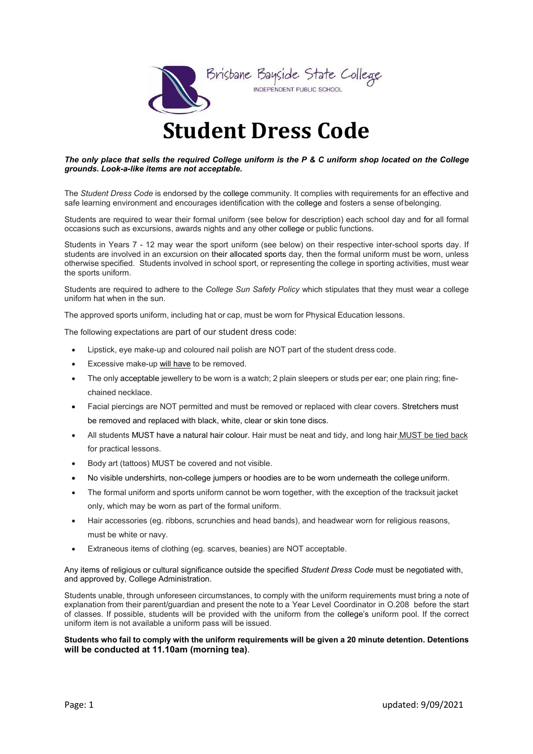Brisbane Bayside State College

INDEPENDENT PUBLIC SCHOOL

# Student Dress Code

***The only place that sells the required College uniform is the P & C uniform shop located on the College grounds. Look-a-like items are not acceptable.***

The *Student Dress Code* is endorsed by the college community. It complies with requirements for an effective and safe learning environment and encourages identification with the college and fosters a sense of belonging.

Students are required to wear their formal uniform (see below for description) each school day and for all formal occasions such as excursions, awards nights and any other college or public functions.

Students in Years 7 - 12 may wear the sport uniform (see below) on their respective inter-school sports day. If students are involved in an excursion on their allocated sports day, then the formal uniform must be worn, unless otherwise specified. Students involved in school sport, or representing the college in sporting activities, must wear the sports uniform.

Students are required to adhere to the *College Sun Safety Policy* which stipulates that they must wear a college uniform hat when in the sun.

The approved sports uniform, including hat or cap, must be worn for Physical Education lessons.

The following expectations are part of our student dress code:

- Lipstick, eye make-up and coloured nail polish are NOT part of the student dress code.
- Excessive make-up will have to be removed.
- The only acceptable jewellery to be worn is a watch; 2 plain sleepers or studs per ear; one plain ring; fine-chained necklace.
- Facial piercings are NOT permitted and must be removed or replaced with clear covers. Stretchers must be removed and replaced with black, white, clear or skin tone discs.
- All students MUST have a natural hair colour. Hair must be neat and tidy, and long hair MUST be tied back for practical lessons.
- Body art (tattoos) MUST be covered and not visible.
- No visible undershirts, non-college jumpers or hoodies are to be worn underneath the college uniform.
- The formal uniform and sports uniform cannot be worn together, with the exception of the tracksuit jacket only, which may be worn as part of the formal uniform.
- Hair accessories (eg. ribbons, scrunchies and head bands), and headwear worn for religious reasons, must be white or navy.
- Extraneous items of clothing (eg. scarves, beanies) are NOT acceptable.

Any items of religious or cultural significance outside the specified *Student Dress Code* must be negotiated with, and approved by, College Administration.

Students unable, through unforeseen circumstances, to comply with the uniform requirements must bring a note of explanation from their parent/guardian and present the note to a Year Level Coordinator in O.208 before the start of classes. If possible, students will be provided with the uniform from the college's uniform pool. If the correct uniform item is not available a uniform pass will be issued.

**Students who fail to comply with the uniform requirements will be given a 20 minute detention. Detentions will be conducted at 11.10am (morning tea)**.

updated: 9/09/2021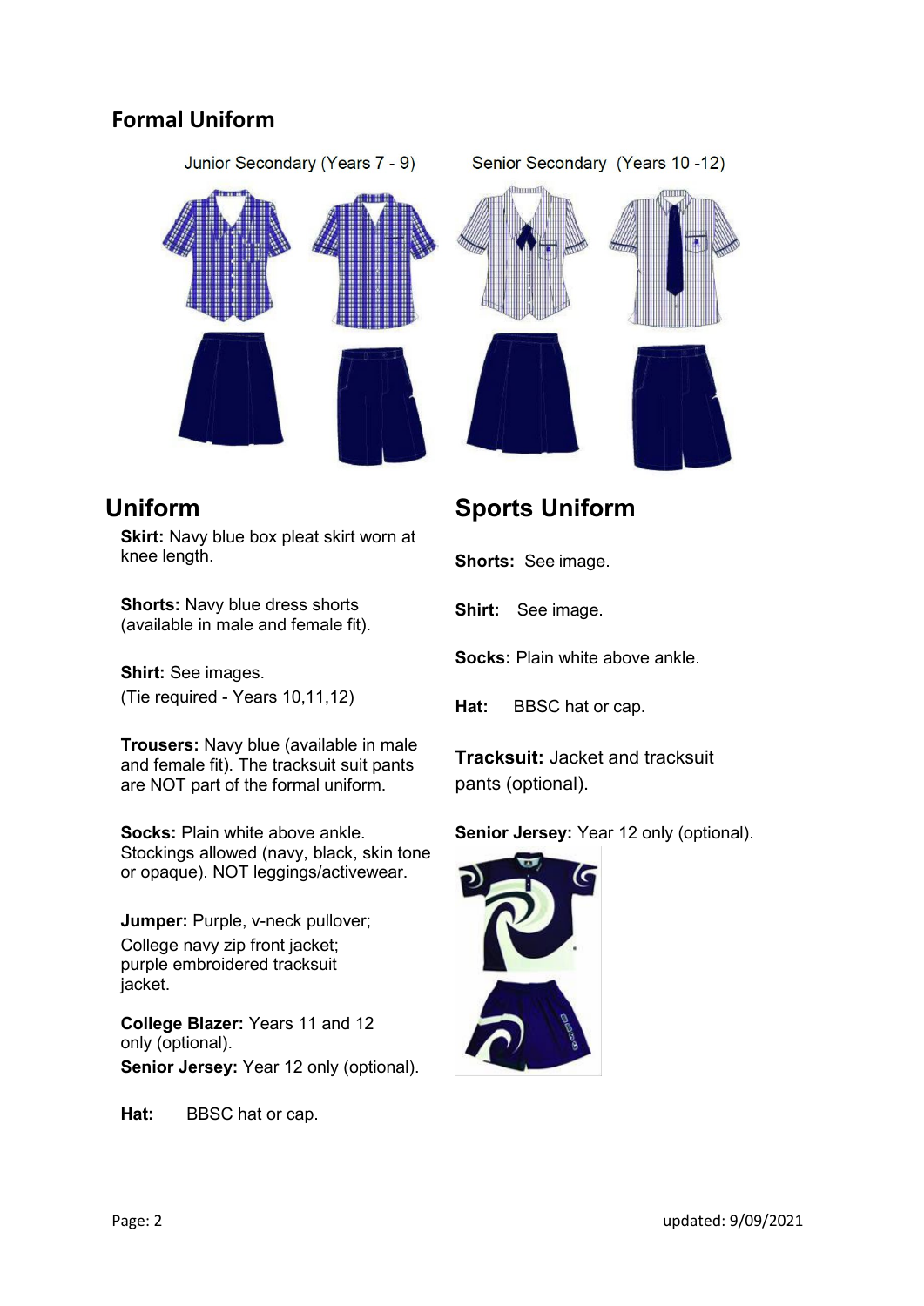## Formal Uniform

Junior Secondary (Years 7 - 9)

Senior Secondary (Years 10 -12)

## Uniform

**Skirt:** Navy blue box pleat skirt worn at knee length.

**Shorts:** Navy blue dress shorts (available in male and female fit).

**Shirt:** See images.
(Tie required - Years 10,11,12)

**Trousers:** Navy blue (available in male and female fit). The tracksuit suit pants are NOT part of the formal uniform.

**Socks:** Plain white above ankle. Stockings allowed (navy, black, skin tone or opaque). NOT leggings/activewear.

**Jumper:** Purple, v-neck pullover;
College navy zip front jacket;
purple embroidered tracksuit jacket.

**College Blazer:** Years 11 and 12 only (optional).
**Senior Jersey:** Year 12 only (optional).

**Hat:** BBSC hat or cap.

## Sports Uniform

**Shorts:** See image.

**Shirt:** See image.

**Socks:** Plain white above ankle.

**Hat:** BBSC hat or cap.

**Tracksuit:** Jacket and tracksuit pants (optional).

**Senior Jersey:** Year 12 only (optional).

updated: 9/09/2021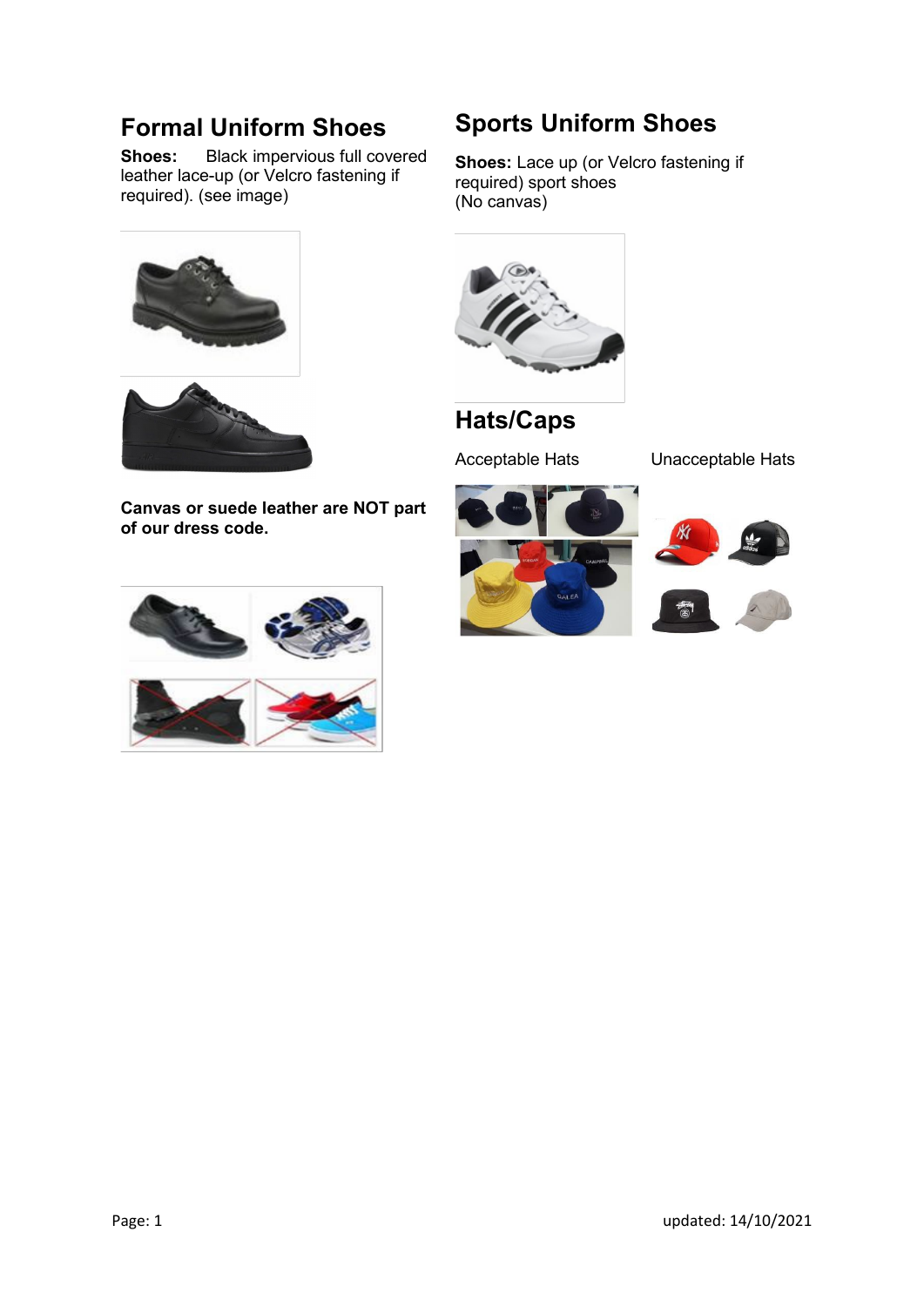## Formal Uniform Shoes

**Shoes:** Black impervious full covered leather lace-up (or Velcro fastening if required). (see image)

**Canvas or suede leather are NOT part of our dress code.**

## Sports Uniform Shoes

**Shoes:** Lace up (or Velcro fastening if required) sport shoes
(No canvas)

## Hats/Caps

Acceptable Hats

Unacceptable Hats

updated: 14/10/2021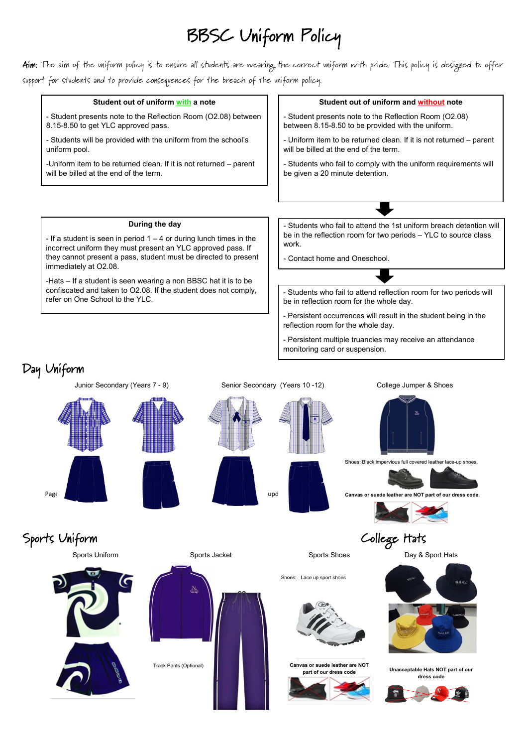# BBSC Uniform Policy

**Aim**: The aim of the uniform policy is to ensure all students are wearing the correct uniform with pride. This policy is designed to offer support for students and to provide consequences for the breach of the uniform policy.

**Student out of uniform with a note**

- Student presents note to the Reflection Room (O2.08) between 8.15-8.50 to get YLC approved pass.
- Students will be provided with the uniform from the school's uniform pool.
- Uniform item to be returned clean. If it is not returned – parent will be billed at the end of the term.

**Student out of uniform and without note**

- Student presents note to the Reflection Room (O2.08) between 8.15-8.50 to be provided with the uniform.
- Uniform item to be returned clean. If it is not returned – parent will be billed at the end of the term.
- Students who fail to comply with the uniform requirements will be given a 20 minute detention.

↓

- Students who fail to attend the 1st uniform breach detention will be in the reflection room for two periods – YLC to source class work.
- Contact home and Oneschool.

↓

- Students who fail to attend reflection room for two periods will be in reflection room for the whole day.
- Persistent occurrences will result in the student being in the reflection room for the whole day.
- Persistent multiple truancies may receive an attendance monitoring card or suspension.

**During the day**

- If a student is seen in period 1 – 4 or during lunch times in the incorrect uniform they must present an YLC approved pass. If they cannot present a pass, student must be directed to present immediately at O2.08.
- Hats – If a student is seen wearing a non BBSC hat it is to be confiscated and taken to O2.08. If the student does not comply, refer on One School to the YLC.

## Day Uniform

Junior Secondary (Years 7 - 9)

Senior Secondary (Years 10 -12)

College Jumper & Shoes

Shoes: Black impervious full covered leather lace-up shoes.

**Canvas or suede leather are NOT part of our dress code.**

## Sports Uniform

Sports Uniform

Sports Jacket

Track Pants (Optional)

Sports Shoes

Shoes: Lace up sport shoes

**Canvas or suede leather are NOT part of our dress code**

## College Hats

Day & Sport Hats

**Unacceptable Hats NOT part of our dress code**